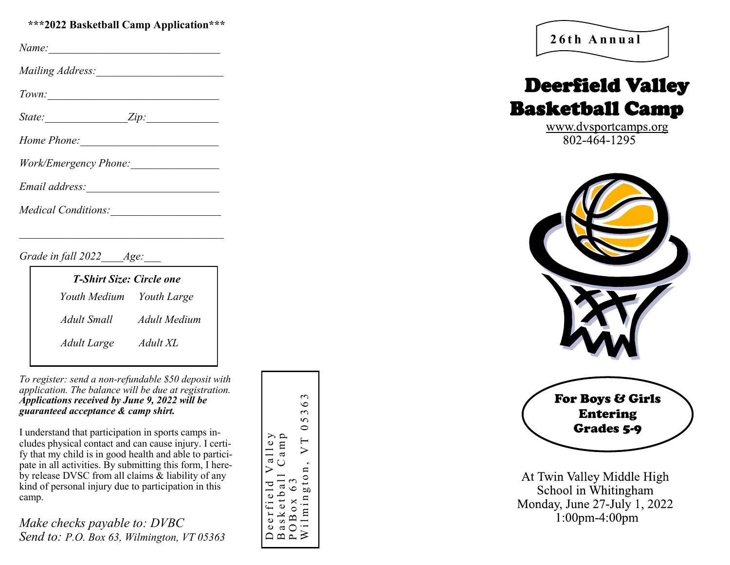**\*\*\*2022 Basketball Camp Application\*\*\***

*Name:*________________________________

*Mailing Address:*_______________________

*Town:*________________________________

*State:*_______________*Zip:*_____________

*Home Phone:*__________________________

*Work/Emergency Phone:*________________

*Email address:*_________________________

*Medical Conditions:*____________________

______________________________________

*Grade in fall 2022*____*Age:*___

| *T-Shirt Size: Circle one* | |
|---|---|
| *Youth Medium* | *Youth Large* |
| *Adult Small* | *Adult Medium* |
| *Adult Large* | *Adult XL* |

*To register: send a non-refundable $50 deposit with application. The balance will be due at registration.* ***Applications received by June 9, 2022 will be guaranteed acceptance & camp shirt.***

I understand that participation in sports camps includes physical contact and can cause injury. I certify that my child is in good health and able to participate in all activities. By submitting this form, I hereby release DVSC from all claims & liability of any kind of personal injury due to participation in this camp.

*Make checks payable to: DVBC*
*Send to: P.O. Box 63, Wilmington, VT 05363*

Deerfield Valley
Basketball Camp
POBox 63
Wilmington, VT 05363

**26th Annual**

# Deerfield Valley Basketball Camp

www.dvsportcamps.org
802-464-1295

**For Boys & Girls Entering Grades 5-9**

At Twin Valley Middle High School in Whitingham
Monday, June 27-July 1, 2022
1:00pm-4:00pm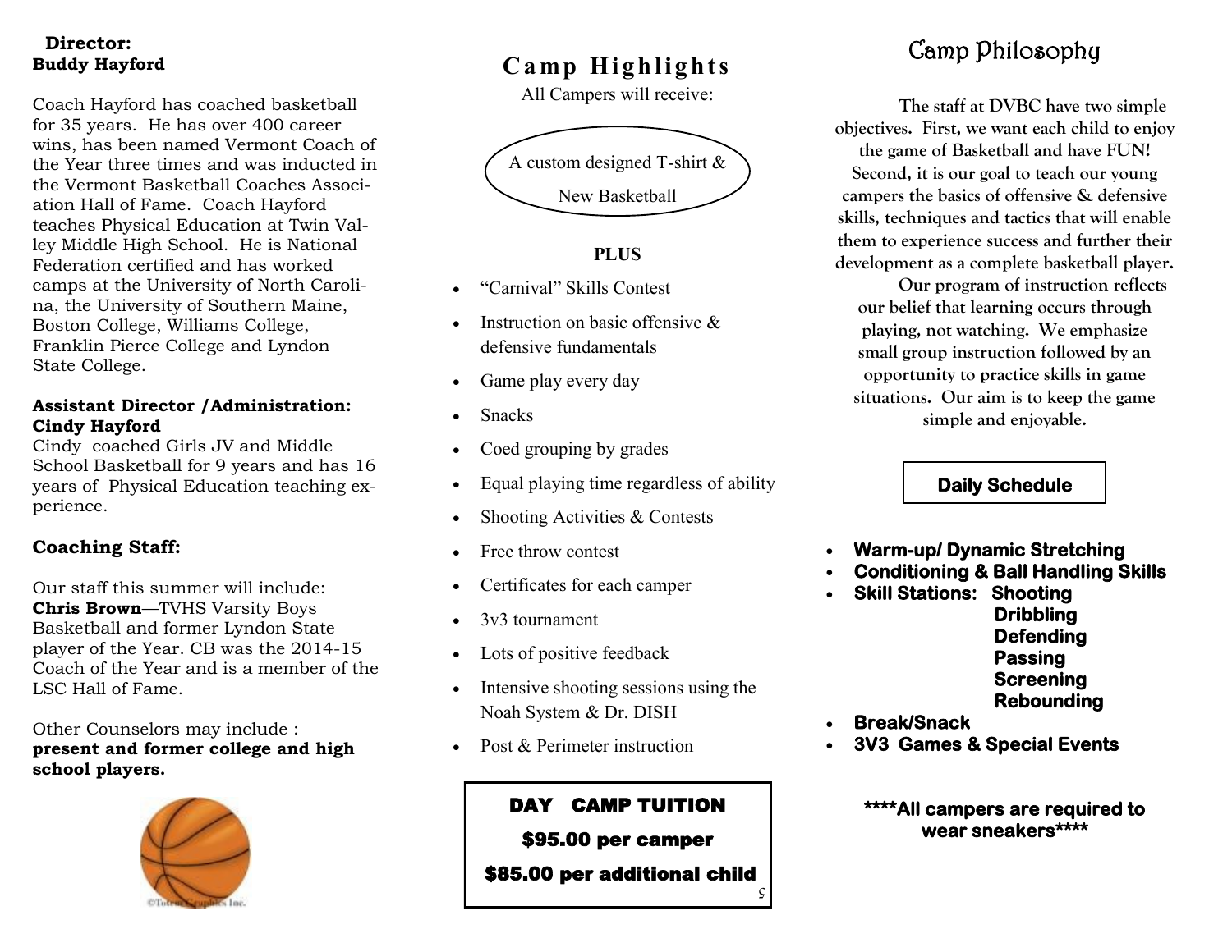**Director:**
**Buddy Hayford**

Coach Hayford has coached basketball for 35 years. He has over 400 career wins, has been named Vermont Coach of the Year three times and was inducted in the Vermont Basketball Coaches Association Hall of Fame. Coach Hayford teaches Physical Education at Twin Valley Middle High School. He is National Federation certified and has worked camps at the University of North Carolina, the University of Southern Maine, Boston College, Williams College, Franklin Pierce College and Lyndon State College.

**Assistant Director /Administration:**
**Cindy Hayford**
Cindy coached Girls JV and Middle School Basketball for 9 years and has 16 years of Physical Education teaching experience.

**Coaching Staff:**

Our staff this summer will include:
**Chris Brown**—TVHS Varsity Boys Basketball and former Lyndon State player of the Year. CB was the 2014-15 Coach of the Year and is a member of the LSC Hall of Fame.

Other Counselors may include :
**present and former college and high school players.**

©Totem Graphics Inc.

# Camp Highlights

All Campers will receive:

A custom designed T-shirt &
New Basketball

**PLUS**

- "Carnival" Skills Contest
- Instruction on basic offensive & defensive fundamentals
- Game play every day
- Snacks
- Coed grouping by grades
- Equal playing time regardless of ability
- Shooting Activities & Contests
- Free throw contest
- Certificates for each camper
- 3v3 tournament
- Lots of positive feedback
- Intensive shooting sessions using the Noah System & Dr. DISH
- Post & Perimeter instruction

**DAY CAMP TUITION**

**$95.00 per camper**

**$85.00 per additional child**

# Camp Philosophy

**The staff at DVBC have two simple objectives. First, we want each child to enjoy the game of Basketball and have FUN! Second, it is our goal to teach our young campers the basics of offensive & defensive skills, techniques and tactics that will enable them to experience success and further their development as a complete basketball player.**

**Our program of instruction reflects our belief that learning occurs through playing, not watching. We emphasize small group instruction followed by an opportunity to practice skills in game situations. Our aim is to keep the game simple and enjoyable.**

**Daily Schedule**

- **Warm-up/ Dynamic Stretching**
- **Conditioning & Ball Handling Skills**
- **Skill Stations: Shooting**
  **Dribbling**
  **Defending**
  **Passing**
  **Screening**
  **Rebounding**
- **Break/Snack**
- **3V3 Games & Special Events**

**\*\*\*\*All campers are required to wear sneakers\*\*\*\***